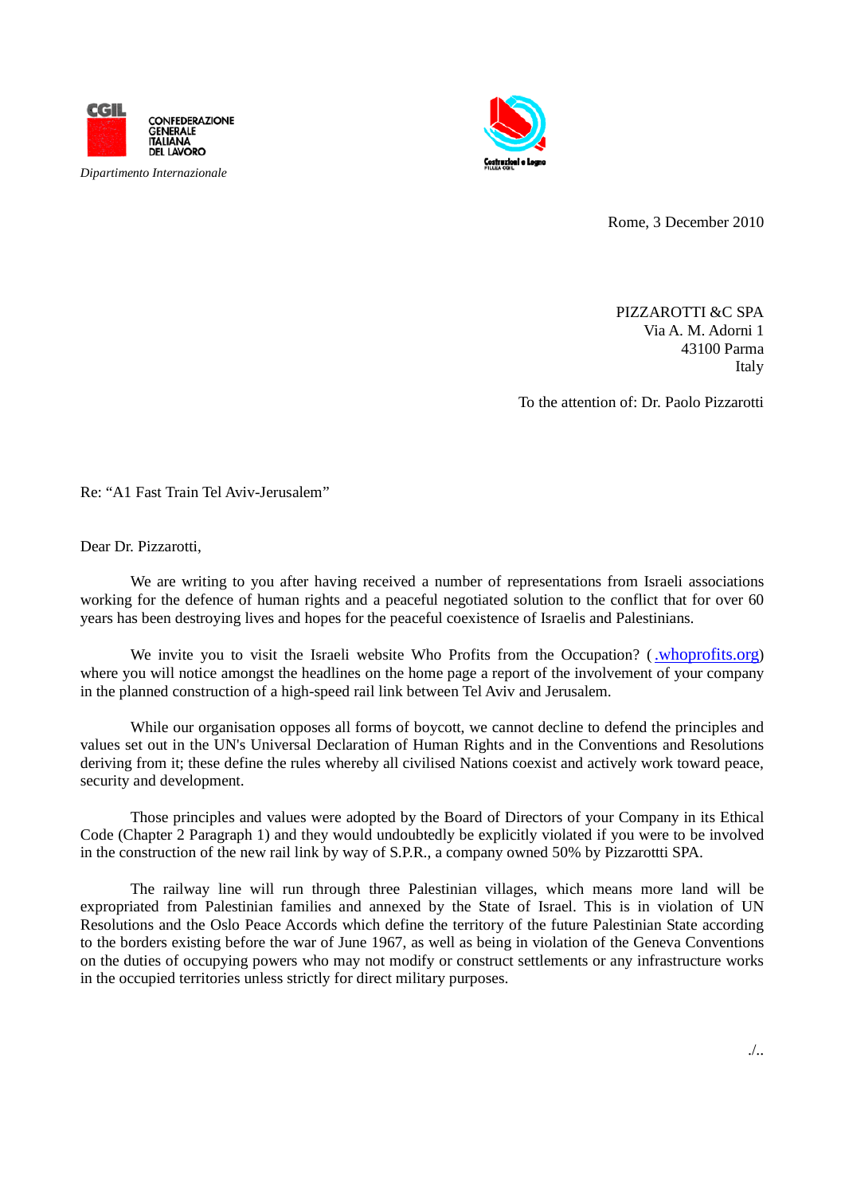CGIL
CONFEDERAZIONE GENERALE ITALIANA DEL LAVORO
*Dipartimento Internazionale*

Costruzioni e Legno
FILLEA CGIL

Rome, 3 December 2010

PIZZAROTTI &C SPA
Via A. M. Adorni 1
43100 Parma
Italy

To the attention of: Dr. Paolo Pizzarotti

Re: “A1 Fast Train Tel Aviv-Jerusalem”

Dear Dr. Pizzarotti,

We are writing to you after having received a number of representations from Israeli associations working for the defence of human rights and a peaceful negotiated solution to the conflict that for over 60 years has been destroying lives and hopes for the peaceful coexistence of Israelis and Palestinians.

We invite you to visit the Israeli website Who Profits from the Occupation? ( .whoprofits.org) where you will notice amongst the headlines on the home page a report of the involvement of your company in the planned construction of a high-speed rail link between Tel Aviv and Jerusalem.

While our organisation opposes all forms of boycott, we cannot decline to defend the principles and values set out in the UN's Universal Declaration of Human Rights and in the Conventions and Resolutions deriving from it; these define the rules whereby all civilised Nations coexist and actively work toward peace, security and development.

Those principles and values were adopted by the Board of Directors of your Company in its Ethical Code (Chapter 2 Paragraph 1) and they would undoubtedly be explicitly violated if you were to be involved in the construction of the new rail link by way of S.P.R., a company owned 50% by Pizzarottti SPA.

The railway line will run through three Palestinian villages, which means more land will be expropriated from Palestinian families and annexed by the State of Israel. This is in violation of UN Resolutions and the Oslo Peace Accords which define the territory of the future Palestinian State according to the borders existing before the war of June 1967, as well as being in violation of the Geneva Conventions on the duties of occupying powers who may not modify or construct settlements or any infrastructure works in the occupied territories unless strictly for direct military purposes.

./..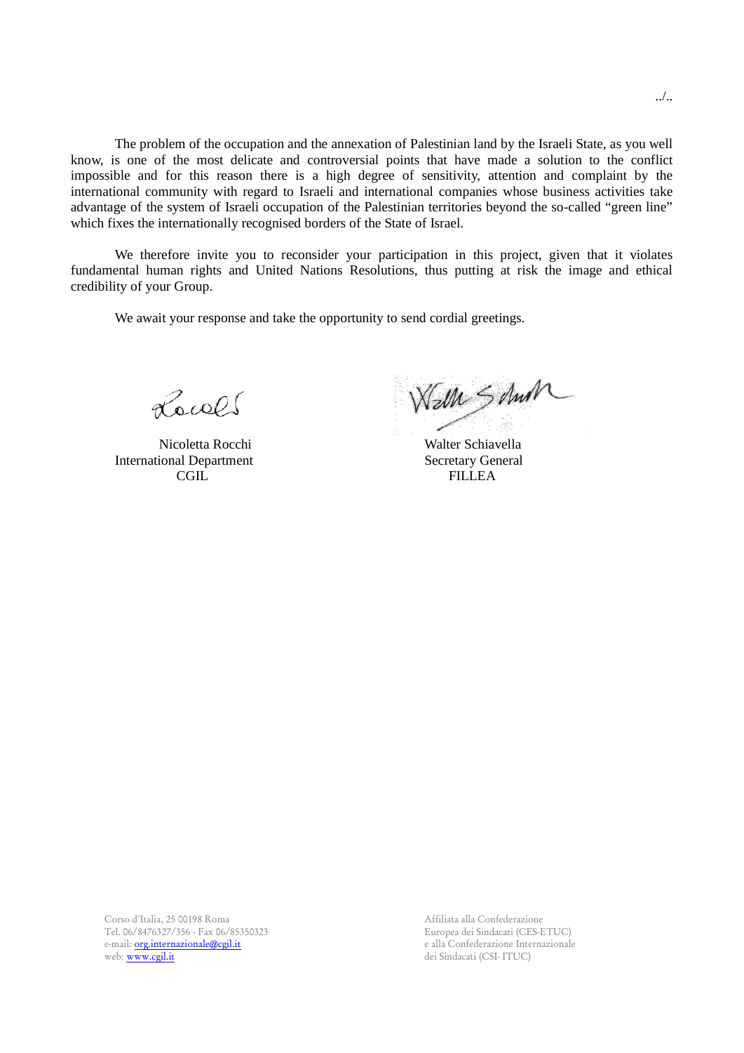../..

The problem of the occupation and the annexation of Palestinian land by the Israeli State, as you well know, is one of the most delicate and controversial points that have made a solution to the conflict impossible and for this reason there is a high degree of sensitivity, attention and complaint by the international community with regard to Israeli and international companies whose business activities take advantage of the system of Israeli occupation of the Palestinian territories beyond the so-called "green line" which fixes the internationally recognised borders of the State of Israel.

We therefore invite you to reconsider your participation in this project, given that it violates fundamental human rights and United Nations Resolutions, thus putting at risk the image and ethical credibility of your Group.

We await your response and take the opportunity to send cordial greetings.

| | |
|---|---|
| Nicoletta Rocchi | Walter Schiavella |
| International Department | Secretary General |
| CGIL | FILLEA |

Corso d'Italia, 25 00198 Roma
Tel. 06/8476327/356 - Fax 06/85350323
e-mail: org.internazionale@cgil.it
web: www.cgil.it

Affiliata alla Confederazione Europea dei Sindacati (CES-ETUC) e alla Confederazione Internazionale dei Sindacati (CSI- ITUC)